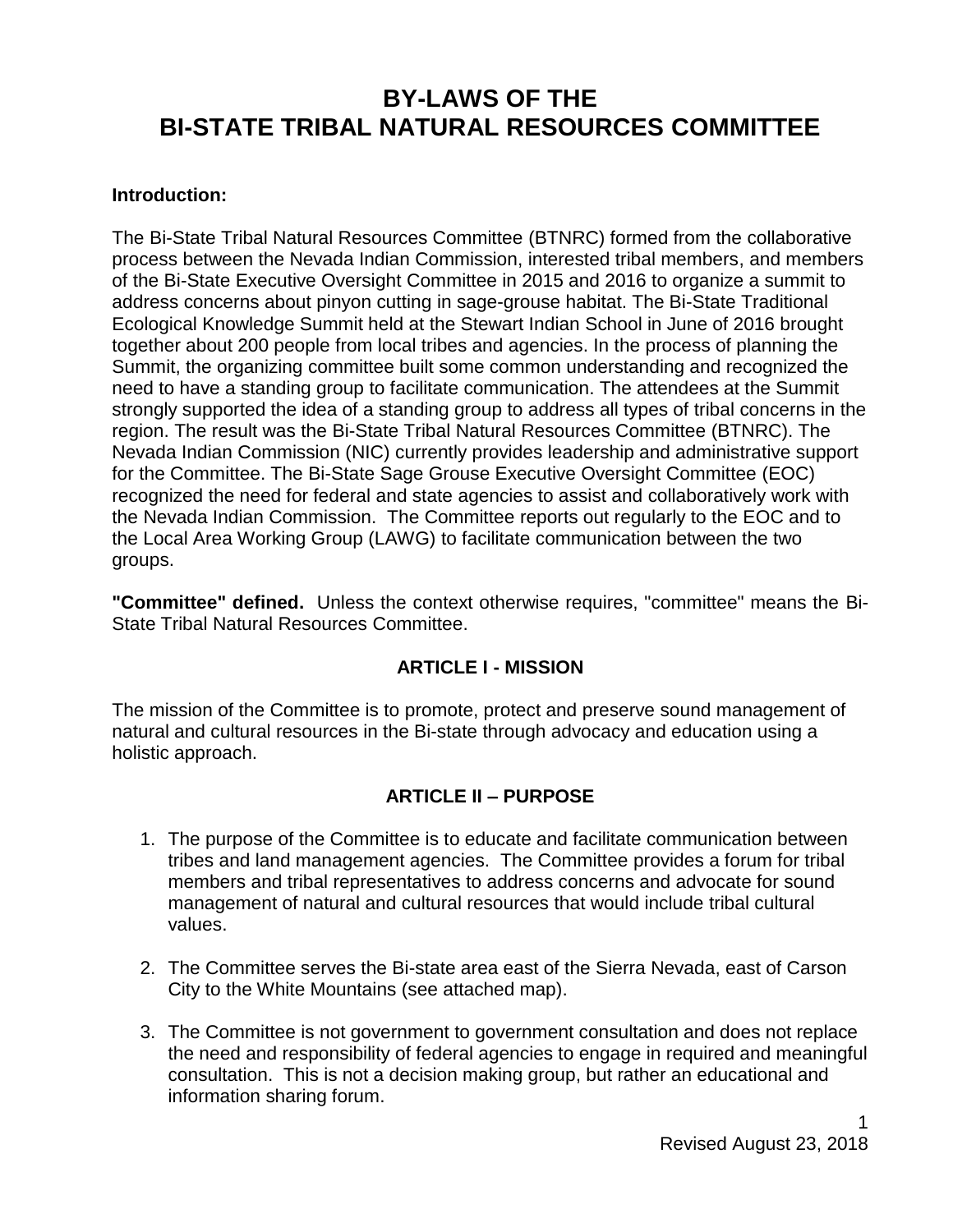# BY-LAWS OF THE BI-STATE TRIBAL NATURAL RESOURCES COMMITTEE

**Introduction:**

The Bi-State Tribal Natural Resources Committee (BTNRC) formed from the collaborative process between the Nevada Indian Commission, interested tribal members, and members of the Bi-State Executive Oversight Committee in 2015 and 2016 to organize a summit to address concerns about pinyon cutting in sage-grouse habitat. The Bi-State Traditional Ecological Knowledge Summit held at the Stewart Indian School in June of 2016 brought together about 200 people from local tribes and agencies. In the process of planning the Summit, the organizing committee built some common understanding and recognized the need to have a standing group to facilitate communication. The attendees at the Summit strongly supported the idea of a standing group to address all types of tribal concerns in the region. The result was the Bi-State Tribal Natural Resources Committee (BTNRC). The Nevada Indian Commission (NIC) currently provides leadership and administrative support for the Committee. The Bi-State Sage Grouse Executive Oversight Committee (EOC) recognized the need for federal and state agencies to assist and collaboratively work with the Nevada Indian Commission. The Committee reports out regularly to the EOC and to the Local Area Working Group (LAWG) to facilitate communication between the two groups.

**"Committee" defined.** Unless the context otherwise requires, "committee" means the Bi-State Tribal Natural Resources Committee.

## ARTICLE I - MISSION

The mission of the Committee is to promote, protect and preserve sound management of natural and cultural resources in the Bi-state through advocacy and education using a holistic approach.

## ARTICLE II – PURPOSE

1. The purpose of the Committee is to educate and facilitate communication between tribes and land management agencies. The Committee provides a forum for tribal members and tribal representatives to address concerns and advocate for sound management of natural and cultural resources that would include tribal cultural values.

2. The Committee serves the Bi-state area east of the Sierra Nevada, east of Carson City to the White Mountains (see attached map).

3. The Committee is not government to government consultation and does not replace the need and responsibility of federal agencies to engage in required and meaningful consultation. This is not a decision making group, but rather an educational and information sharing forum.

Revised August 23, 2018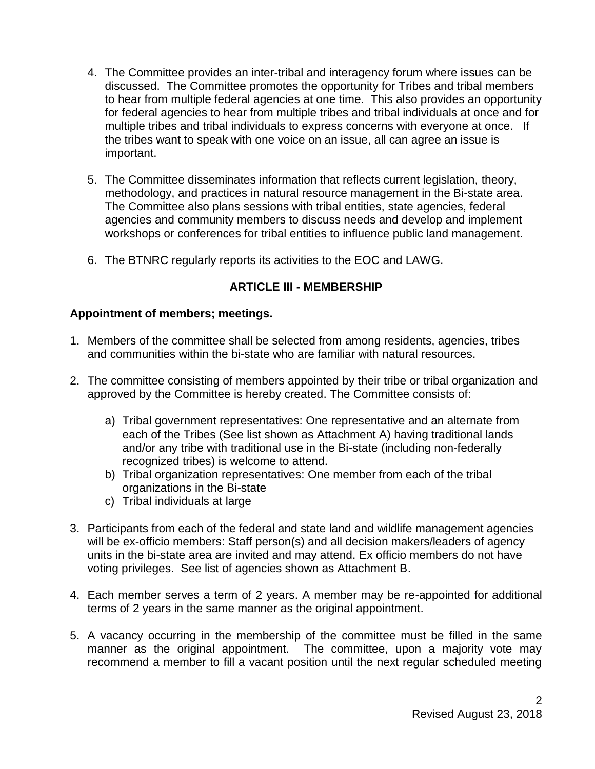4. The Committee provides an inter-tribal and interagency forum where issues can be discussed. The Committee promotes the opportunity for Tribes and tribal members to hear from multiple federal agencies at one time. This also provides an opportunity for federal agencies to hear from multiple tribes and tribal individuals at once and for multiple tribes and tribal individuals to express concerns with everyone at once. If the tribes want to speak with one voice on an issue, all can agree an issue is important.

5. The Committee disseminates information that reflects current legislation, theory, methodology, and practices in natural resource management in the Bi-state area. The Committee also plans sessions with tribal entities, state agencies, federal agencies and community members to discuss needs and develop and implement workshops or conferences for tribal entities to influence public land management.

6. The BTNRC regularly reports its activities to the EOC and LAWG.

## ARTICLE III - MEMBERSHIP

**Appointment of members; meetings.**

1. Members of the committee shall be selected from among residents, agencies, tribes and communities within the bi-state who are familiar with natural resources.

2. The committee consisting of members appointed by their tribe or tribal organization and approved by the Committee is hereby created. The Committee consists of:

   a) Tribal government representatives: One representative and an alternate from each of the Tribes (See list shown as Attachment A) having traditional lands and/or any tribe with traditional use in the Bi-state (including non-federally recognized tribes) is welcome to attend.
   b) Tribal organization representatives: One member from each of the tribal organizations in the Bi-state
   c) Tribal individuals at large

3. Participants from each of the federal and state land and wildlife management agencies will be ex-officio members: Staff person(s) and all decision makers/leaders of agency units in the bi-state area are invited and may attend. Ex officio members do not have voting privileges. See list of agencies shown as Attachment B.

4. Each member serves a term of 2 years. A member may be re-appointed for additional terms of 2 years in the same manner as the original appointment.

5. A vacancy occurring in the membership of the committee must be filled in the same manner as the original appointment. The committee, upon a majority vote may recommend a member to fill a vacant position until the next regular scheduled meeting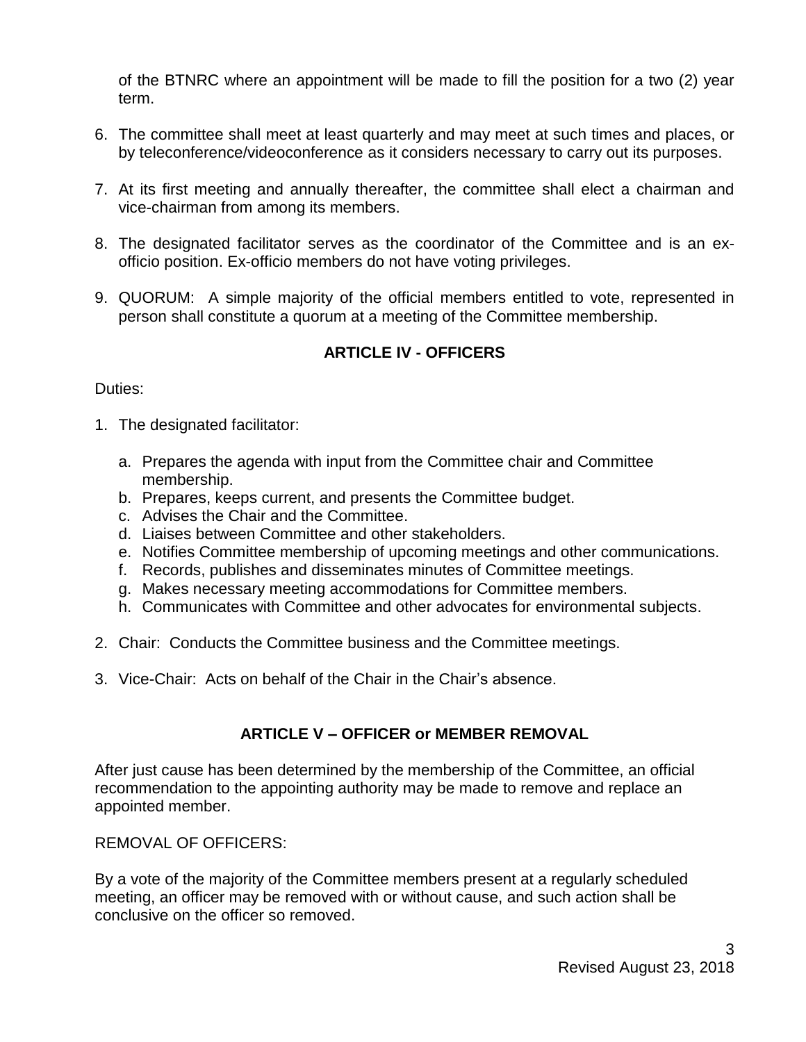of the BTNRC where an appointment will be made to fill the position for a two (2) year term.

6. The committee shall meet at least quarterly and may meet at such times and places, or by teleconference/videoconference as it considers necessary to carry out its purposes.

7. At its first meeting and annually thereafter, the committee shall elect a chairman and vice-chairman from among its members.

8. The designated facilitator serves as the coordinator of the Committee and is an ex-officio position. Ex-officio members do not have voting privileges.

9. QUORUM: A simple majority of the official members entitled to vote, represented in person shall constitute a quorum at a meeting of the Committee membership.

## ARTICLE IV - OFFICERS

Duties:

1. The designated facilitator:

   a. Prepares the agenda with input from the Committee chair and Committee membership.
   b. Prepares, keeps current, and presents the Committee budget.
   c. Advises the Chair and the Committee.
   d. Liaises between Committee and other stakeholders.
   e. Notifies Committee membership of upcoming meetings and other communications.
   f. Records, publishes and disseminates minutes of Committee meetings.
   g. Makes necessary meeting accommodations for Committee members.
   h. Communicates with Committee and other advocates for environmental subjects.

2. Chair: Conducts the Committee business and the Committee meetings.

3. Vice-Chair: Acts on behalf of the Chair in the Chair's absence.

## ARTICLE V – OFFICER or MEMBER REMOVAL

After just cause has been determined by the membership of the Committee, an official recommendation to the appointing authority may be made to remove and replace an appointed member.

REMOVAL OF OFFICERS:

By a vote of the majority of the Committee members present at a regularly scheduled meeting, an officer may be removed with or without cause, and such action shall be conclusive on the officer so removed.

Revised August 23, 2018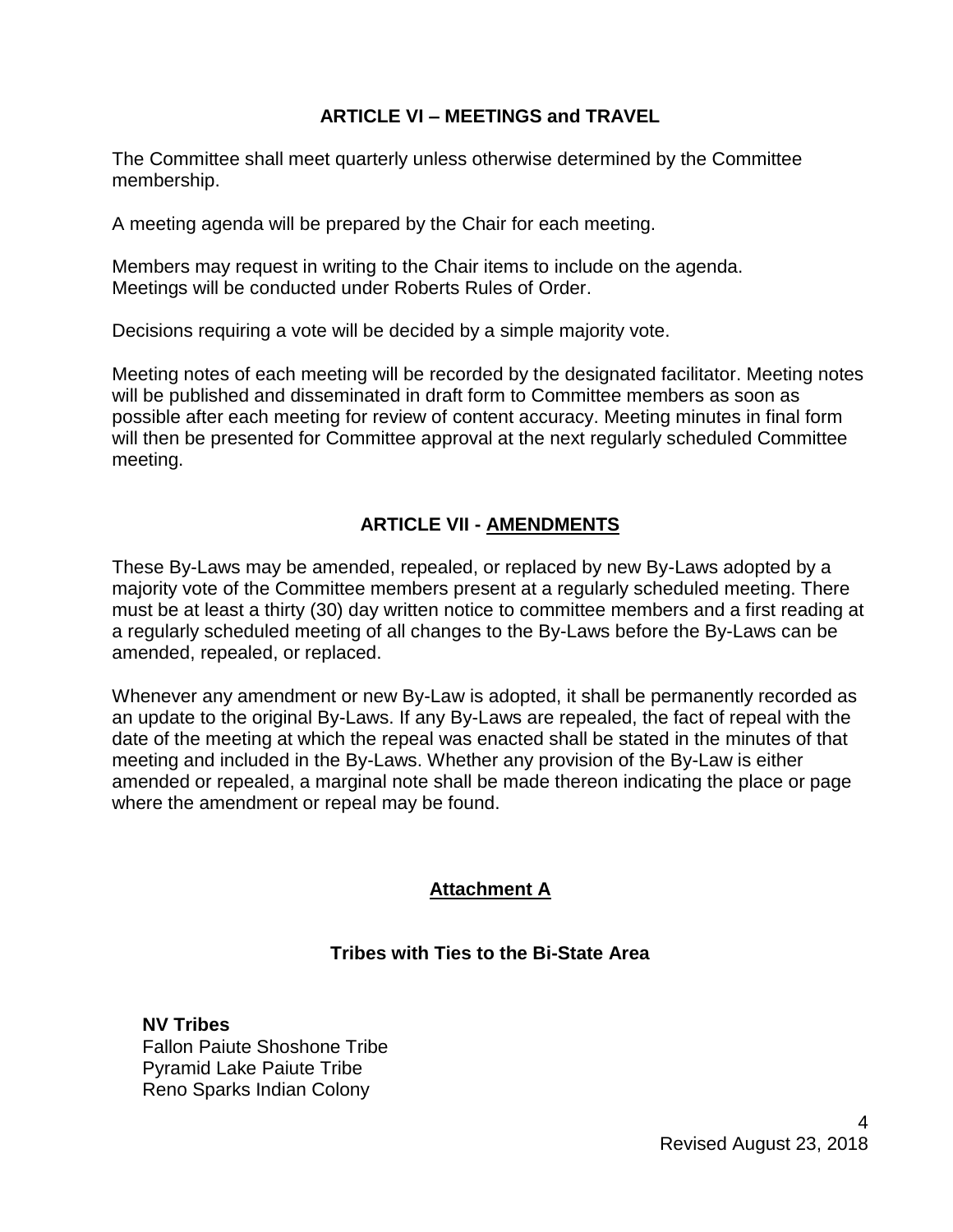## ARTICLE VI – MEETINGS and TRAVEL

The Committee shall meet quarterly unless otherwise determined by the Committee membership.

A meeting agenda will be prepared by the Chair for each meeting.

Members may request in writing to the Chair items to include on the agenda.
Meetings will be conducted under Roberts Rules of Order.

Decisions requiring a vote will be decided by a simple majority vote.

Meeting notes of each meeting will be recorded by the designated facilitator. Meeting notes will be published and disseminated in draft form to Committee members as soon as possible after each meeting for review of content accuracy. Meeting minutes in final form will then be presented for Committee approval at the next regularly scheduled Committee meeting.

## ARTICLE VII - AMENDMENTS

These By-Laws may be amended, repealed, or replaced by new By-Laws adopted by a majority vote of the Committee members present at a regularly scheduled meeting. There must be at least a thirty (30) day written notice to committee members and a first reading at a regularly scheduled meeting of all changes to the By-Laws before the By-Laws can be amended, repealed, or replaced.

Whenever any amendment or new By-Law is adopted, it shall be permanently recorded as an update to the original By-Laws. If any By-Laws are repealed, the fact of repeal with the date of the meeting at which the repeal was enacted shall be stated in the minutes of that meeting and included in the By-Laws. Whether any provision of the By-Law is either amended or repealed, a marginal note shall be made thereon indicating the place or page where the amendment or repeal may be found.

## Attachment A

### Tribes with Ties to the Bi-State Area

**NV Tribes**
Fallon Paiute Shoshone Tribe
Pyramid Lake Paiute Tribe
Reno Sparks Indian Colony

Revised August 23, 2018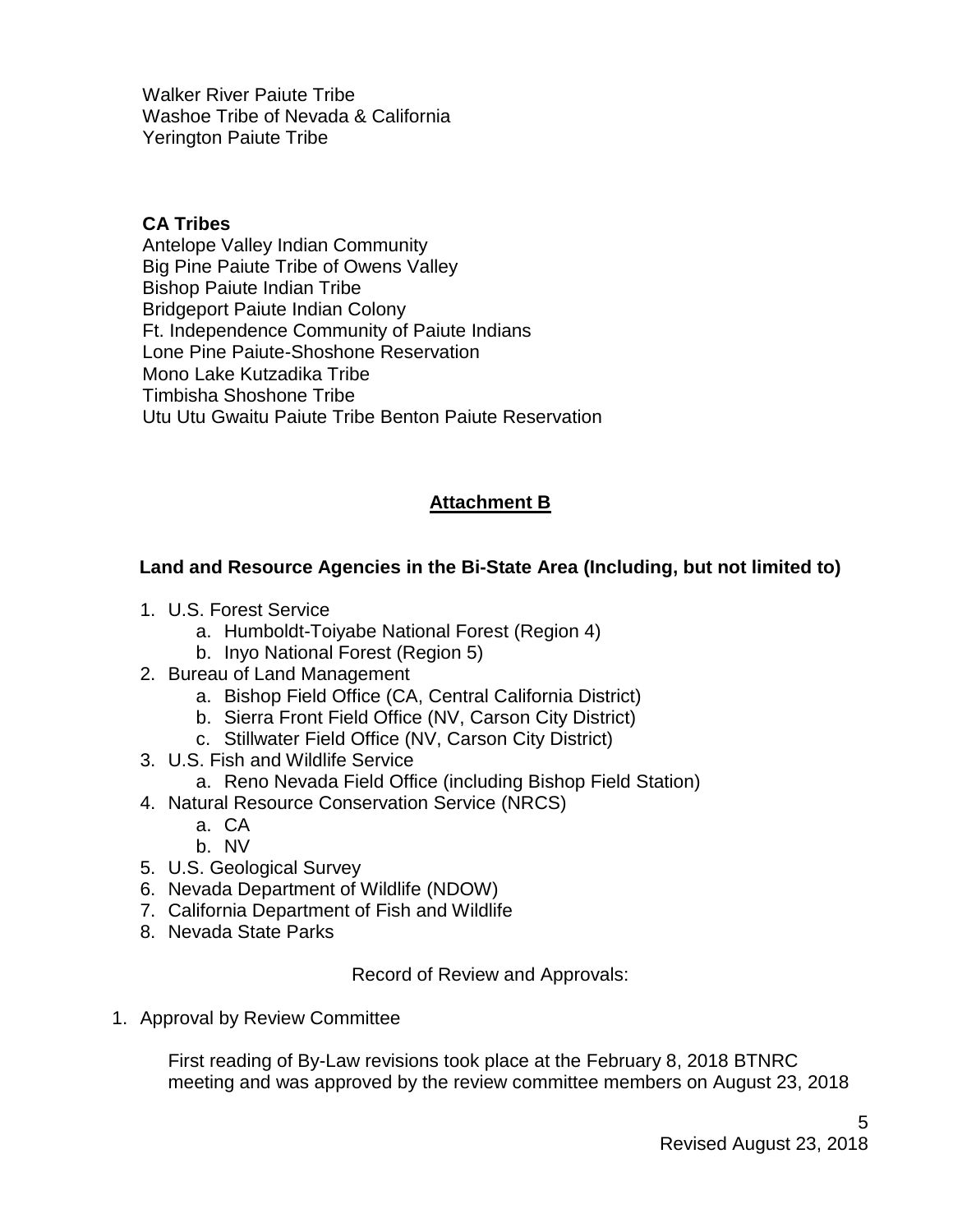Walker River Paiute Tribe
Washoe Tribe of Nevada & California
Yerington Paiute Tribe

**CA Tribes**

Antelope Valley Indian Community
Big Pine Paiute Tribe of Owens Valley
Bishop Paiute Indian Tribe
Bridgeport Paiute Indian Colony
Ft. Independence Community of Paiute Indians
Lone Pine Paiute-Shoshone Reservation
Mono Lake Kutzadika Tribe
Timbisha Shoshone Tribe
Utu Utu Gwaitu Paiute Tribe Benton Paiute Reservation

## Attachment B

### Land and Resource Agencies in the Bi-State Area (Including, but not limited to)

1. U.S. Forest Service
   a. Humboldt-Toiyabe National Forest (Region 4)
   b. Inyo National Forest (Region 5)
2. Bureau of Land Management
   a. Bishop Field Office (CA, Central California District)
   b. Sierra Front Field Office (NV, Carson City District)
   c. Stillwater Field Office (NV, Carson City District)
3. U.S. Fish and Wildlife Service
   a. Reno Nevada Field Office (including Bishop Field Station)
4. Natural Resource Conservation Service (NRCS)
   a. CA
   b. NV
5. U.S. Geological Survey
6. Nevada Department of Wildlife (NDOW)
7. California Department of Fish and Wildlife
8. Nevada State Parks

Record of Review and Approvals:

1. Approval by Review Committee

   First reading of By-Law revisions took place at the February 8, 2018 BTNRC meeting and was approved by the review committee members on August 23, 2018

Revised August 23, 2018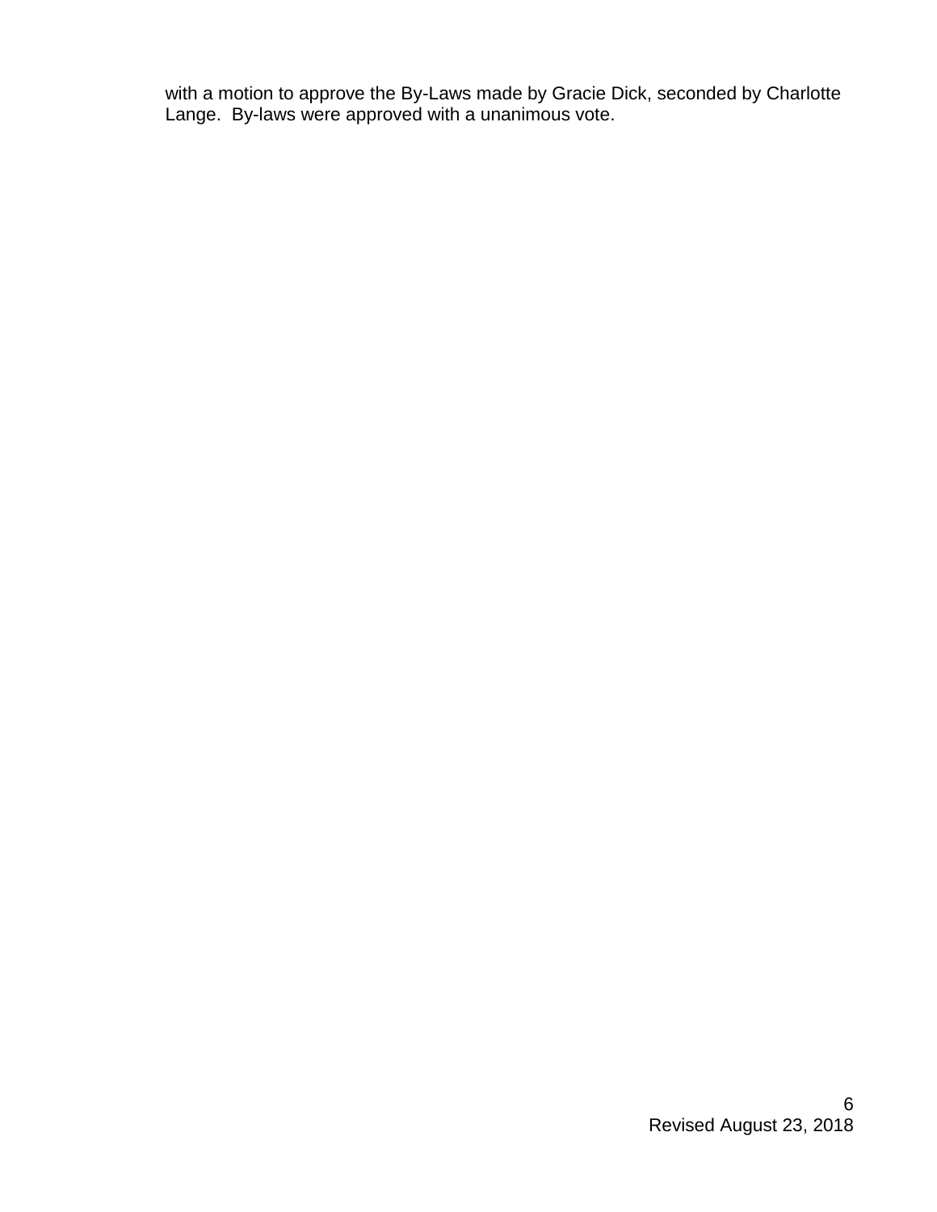with a motion to approve the By-Laws made by Gracie Dick, seconded by Charlotte Lange. By-laws were approved with a unanimous vote.

Revised August 23, 2018